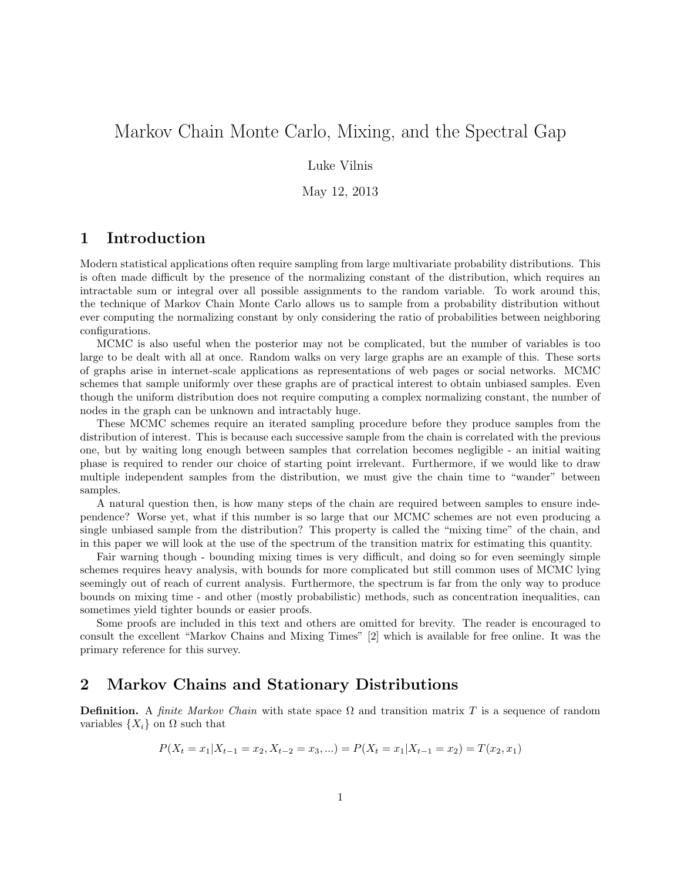# Markov Chain Monte Carlo, Mixing, and the Spectral Gap

Luke Vilnis

May 12, 2013

## 1 Introduction

Modern statistical applications often require sampling from large multivariate probability distributions. This is often made difficult by the presence of the normalizing constant of the distribution, which requires an intractable sum or integral over all possible assignments to the random variable. To work around this, the technique of Markov Chain Monte Carlo allows us to sample from a probability distribution without ever computing the normalizing constant by only considering the ratio of probabilities between neighboring configurations.

MCMC is also useful when the posterior may not be complicated, but the number of variables is too large to be dealt with all at once. Random walks on very large graphs are an example of this. These sorts of graphs arise in internet-scale applications as representations of web pages or social networks. MCMC schemes that sample uniformly over these graphs are of practical interest to obtain unbiased samples. Even though the uniform distribution does not require computing a complex normalizing constant, the number of nodes in the graph can be unknown and intractably huge.

These MCMC schemes require an iterated sampling procedure before they produce samples from the distribution of interest. This is because each successive sample from the chain is correlated with the previous one, but by waiting long enough between samples that correlation becomes negligible - an initial waiting phase is required to render our choice of starting point irrelevant. Furthermore, if we would like to draw multiple independent samples from the distribution, we must give the chain time to "wander" between samples.

A natural question then, is how many steps of the chain are required between samples to ensure independence? Worse yet, what if this number is so large that our MCMC schemes are not even producing a single unbiased sample from the distribution? This property is called the "mixing time" of the chain, and in this paper we will look at the use of the spectrum of the transition matrix for estimating this quantity.

Fair warning though - bounding mixing times is very difficult, and doing so for even seemingly simple schemes requires heavy analysis, with bounds for more complicated but still common uses of MCMC lying seemingly out of reach of current analysis. Furthermore, the spectrum is far from the only way to produce bounds on mixing time - and other (mostly probabilistic) methods, such as concentration inequalities, can sometimes yield tighter bounds or easier proofs.

Some proofs are included in this text and others are omitted for brevity. The reader is encouraged to consult the excellent "Markov Chains and Mixing Times" [2] which is available for free online. It was the primary reference for this survey.

## 2 Markov Chains and Stationary Distributions

**Definition.** A *finite Markov Chain* with state space $\Omega$ and transition matrix $T$ is a sequence of random variables $\{X_i\}$ on $\Omega$ such that

$$P(X_t = x_1 | X_{t-1} = x_2, X_{t-2} = x_3, ...) = P(X_t = x_1 | X_{t-1} = x_2) = T(x_2, x_1)$$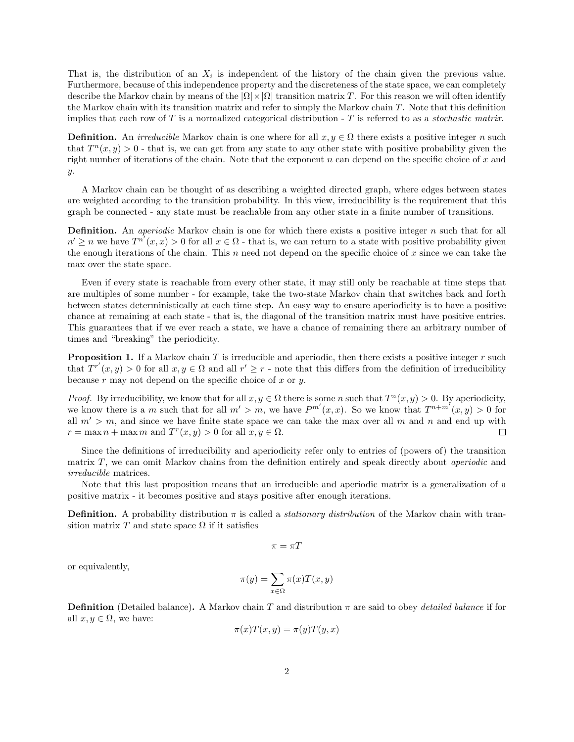That is, the distribution of an $X_i$ is independent of the history of the chain given the previous value. Furthermore, because of this independence property and the discreteness of the state space, we can completely describe the Markov chain by means of the $|\Omega| \times |\Omega|$ transition matrix $T$. For this reason we will often identify the Markov chain with its transition matrix and refer to simply the Markov chain $T$. Note that this definition implies that each row of $T$ is a normalized categorical distribution - $T$ is referred to as a *stochastic matrix*.

**Definition.** An *irreducible* Markov chain is one where for all $x, y \in \Omega$ there exists a positive integer $n$ such that $T^n(x, y) > 0$ - that is, we can get from any state to any other state with positive probability given the right number of iterations of the chain. Note that the exponent $n$ can depend on the specific choice of $x$ and $y$.

A Markov chain can be thought of as describing a weighted directed graph, where edges between states are weighted according to the transition probability. In this view, irreducibility is the requirement that this graph be connected - any state must be reachable from any other state in a finite number of transitions.

**Definition.** An *aperiodic* Markov chain is one for which there exists a positive integer $n$ such that for all $n' \geq n$ we have $T^{n'}(x, x) > 0$ for all $x \in \Omega$ - that is, we can return to a state with positive probability given the enough iterations of the chain. This $n$ need not depend on the specific choice of $x$ since we can take the max over the state space.

Even if every state is reachable from every other state, it may still only be reachable at time steps that are multiples of some number - for example, take the two-state Markov chain that switches back and forth between states deterministically at each time step. An easy way to ensure aperiodicity is to have a positive chance at remaining at each state - that is, the diagonal of the transition matrix must have positive entries. This guarantees that if we ever reach a state, we have a chance of remaining there an arbitrary number of times and "breaking" the periodicity.

**Proposition 1.** If a Markov chain $T$ is irreducible and aperiodic, then there exists a positive integer $r$ such that $T^{r'}(x, y) > 0$ for all $x, y \in \Omega$ and all $r' \geq r$ - note that this differs from the definition of irreducibility because $r$ may not depend on the specific choice of $x$ or $y$.

*Proof.* By irreducibility, we know that for all $x, y \in \Omega$ there is some $n$ such that $T^n(x, y) > 0$. By aperiodicity, we know there is a $m$ such that for all $m' > m$, we have $P^{m'}(x, x)$. So we know that $T^{n+m'}(x, y) > 0$ for all $m' > m$, and since we have finite state space we can take the max over all $m$ and $n$ and end up with $r = \max n + \max m$ and $T^r(x, y) > 0$ for all $x, y \in \Omega$. ∎

Since the definitions of irreducibility and aperiodicity refer only to entries of (powers of) the transition matrix $T$, we can omit Markov chains from the definition entirely and speak directly about *aperiodic* and *irreducible* matrices.

Note that this last proposition means that an irreducible and aperiodic matrix is a generalization of a positive matrix - it becomes positive and stays positive after enough iterations.

**Definition.** A probability distribution $\pi$ is called a *stationary distribution* of the Markov chain with transition matrix $T$ and state space $\Omega$ if it satisfies

$$\pi = \pi T$$

or equivalently,

$$\pi(y) = \sum_{x \in \Omega} \pi(x) T(x, y)$$

**Definition** (Detailed balance)**.** A Markov chain $T$ and distribution $\pi$ are said to obey *detailed balance* if for all $x, y \in \Omega$, we have:

$$\pi(x) T(x, y) = \pi(y) T(y, x)$$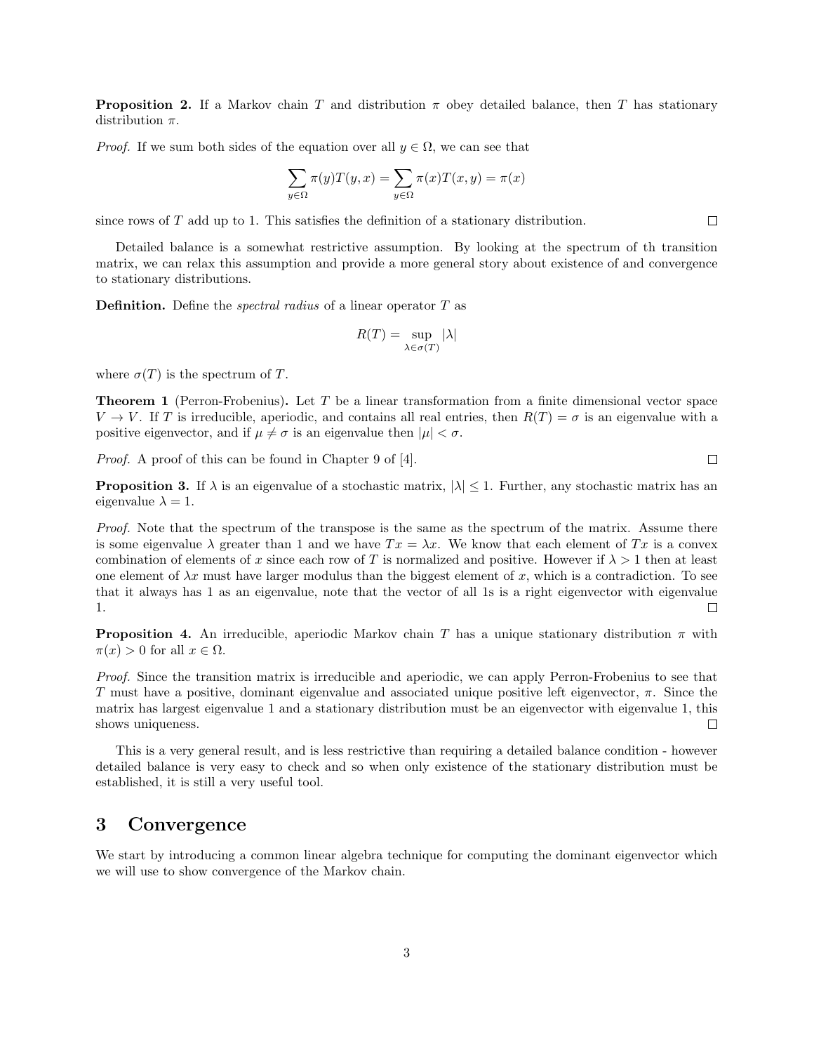**Proposition 2.** If a Markov chain $T$ and distribution $\pi$ obey detailed balance, then $T$ has stationary distribution $\pi$.

*Proof.* If we sum both sides of the equation over all $y \in \Omega$, we can see that

$$\sum_{y\in\Omega} \pi(y)T(y,x) = \sum_{y\in\Omega} \pi(x)T(x,y) = \pi(x)$$

since rows of $T$ add up to 1. This satisfies the definition of a stationary distribution. ☐

Detailed balance is a somewhat restrictive assumption. By looking at the spectrum of th transition matrix, we can relax this assumption and provide a more general story about existence of and convergence to stationary distributions.

**Definition.** Define the *spectral radius* of a linear operator $T$ as

$$R(T) = \sup_{\lambda\in\sigma(T)} |\lambda|$$

where $\sigma(T)$ is the spectrum of $T$.

**Theorem 1** (Perron-Frobenius)**.** Let $T$ be a linear transformation from a finite dimensional vector space $V \to V$. If $T$ is irreducible, aperiodic, and contains all real entries, then $R(T) = \sigma$ is an eigenvalue with a positive eigenvector, and if $\mu \neq \sigma$ is an eigenvalue then $|\mu| < \sigma$.

*Proof.* A proof of this can be found in Chapter 9 of [4]. ☐

**Proposition 3.** If $\lambda$ is an eigenvalue of a stochastic matrix, $|\lambda| \leq 1$. Further, any stochastic matrix has an eigenvalue $\lambda = 1$.

*Proof.* Note that the spectrum of the transpose is the same as the spectrum of the matrix. Assume there is some eigenvalue $\lambda$ greater than 1 and we have $Tx = \lambda x$. We know that each element of $Tx$ is a convex combination of elements of $x$ since each row of $T$ is normalized and positive. However if $\lambda > 1$ then at least one element of $\lambda x$ must have larger modulus than the biggest element of $x$, which is a contradiction. To see that it always has 1 as an eigenvalue, note that the vector of all 1s is a right eigenvector with eigenvalue 1. ☐

**Proposition 4.** An irreducible, aperiodic Markov chain $T$ has a unique stationary distribution $\pi$ with $\pi(x) > 0$ for all $x \in \Omega$.

*Proof.* Since the transition matrix is irreducible and aperiodic, we can apply Perron-Frobenius to see that $T$ must have a positive, dominant eigenvalue and associated unique positive left eigenvector, $\pi$. Since the matrix has largest eigenvalue 1 and a stationary distribution must be an eigenvector with eigenvalue 1, this shows uniqueness. ☐

This is a very general result, and is less restrictive than requiring a detailed balance condition - however detailed balance is very easy to check and so when only existence of the stationary distribution must be established, it is still a very useful tool.

## 3 Convergence

We start by introducing a common linear algebra technique for computing the dominant eigenvector which we will use to show convergence of the Markov chain.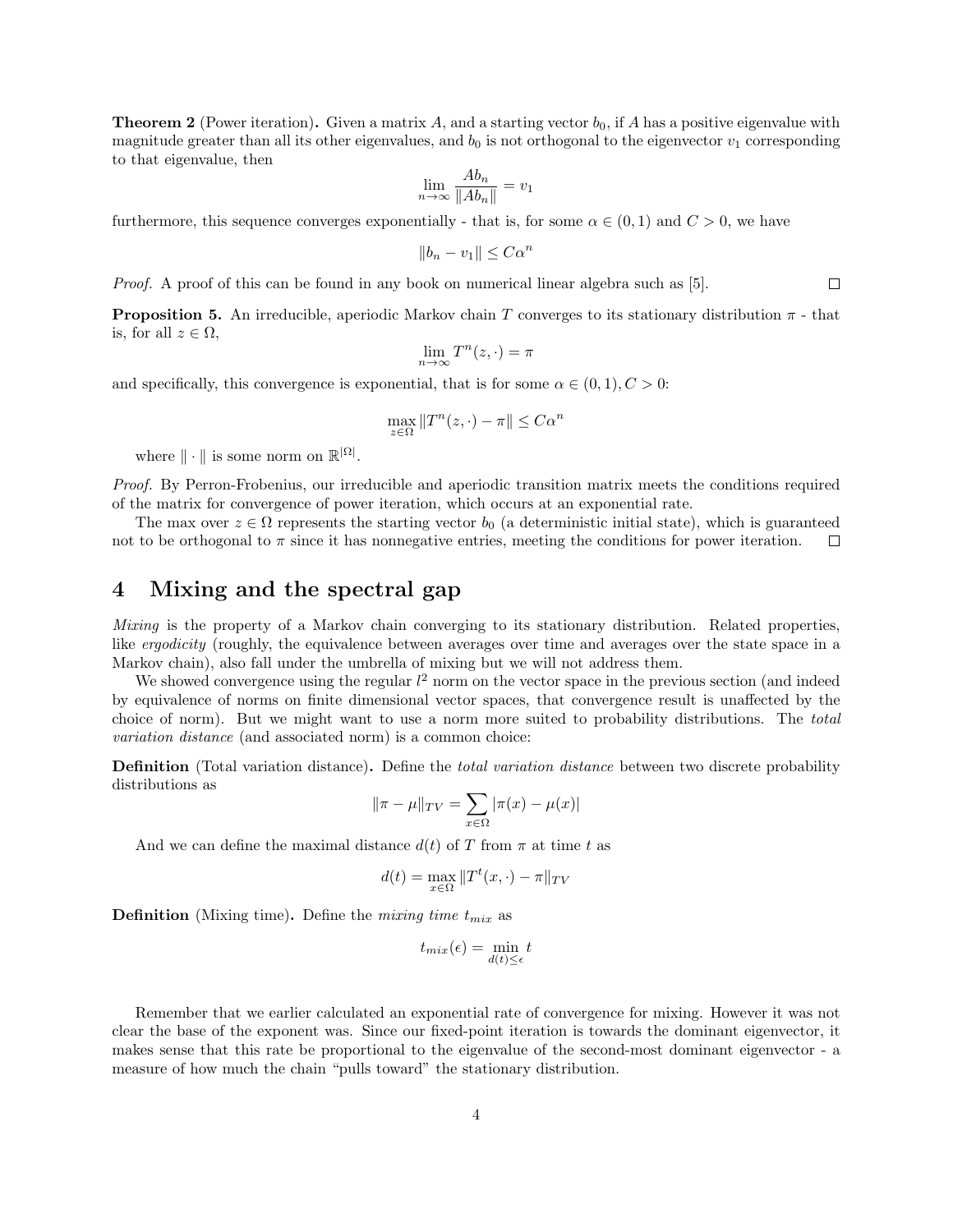**Theorem 2** (Power iteration)**.** Given a matrix $A$, and a starting vector $b_0$, if $A$ has a positive eigenvalue with magnitude greater than all its other eigenvalues, and $b_0$ is not orthogonal to the eigenvector $v_1$ corresponding to that eigenvalue, then

$$\lim_{n\to\infty} \frac{Ab_n}{\|Ab_n\|} = v_1$$

furthermore, this sequence converges exponentially - that is, for some $\alpha \in (0,1)$ and $C > 0$, we have

$$\|b_n - v_1\| \le C\alpha^n$$

*Proof.* A proof of this can be found in any book on numerical linear algebra such as [5]. □

**Proposition 5.** An irreducible, aperiodic Markov chain $T$ converges to its stationary distribution $\pi$ - that is, for all $z \in \Omega$,

$$\lim_{n\to\infty} T^n(z,\cdot) = \pi$$

and specifically, this convergence is exponential, that is for some $\alpha \in (0,1), C > 0$:

$$\max_{z\in\Omega} \|T^n(z,\cdot) - \pi\| \le C\alpha^n$$

where $\|\cdot\|$ is some norm on $\mathbb{R}^{|\Omega|}$.

*Proof.* By Perron-Frobenius, our irreducible and aperiodic transition matrix meets the conditions required of the matrix for convergence of power iteration, which occurs at an exponential rate.

The max over $z \in \Omega$ represents the starting vector $b_0$ (a deterministic initial state), which is guaranteed not to be orthogonal to $\pi$ since it has nonnegative entries, meeting the conditions for power iteration. □

# 4 Mixing and the spectral gap

*Mixing* is the property of a Markov chain converging to its stationary distribution. Related properties, like *ergodicity* (roughly, the equivalence between averages over time and averages over the state space in a Markov chain), also fall under the umbrella of mixing but we will not address them.

We showed convergence using the regular $l^2$ norm on the vector space in the previous section (and indeed by equivalence of norms on finite dimensional vector spaces, that convergence result is unaffected by the choice of norm). But we might want to use a norm more suited to probability distributions. The *total variation distance* (and associated norm) is a common choice:

**Definition** (Total variation distance)**.** Define the *total variation distance* between two discrete probability distributions as

$$\|\pi - \mu\|_{TV} = \sum_{x\in\Omega} |\pi(x) - \mu(x)|$$

And we can define the maximal distance $d(t)$ of $T$ from $\pi$ at time $t$ as

$$d(t) = \max_{x\in\Omega} \|T^t(x,\cdot) - \pi\|_{TV}$$

**Definition** (Mixing time)**.** Define the *mixing time* $t_{mix}$ as

$$t_{mix}(\epsilon) = \min_{d(t)\le\epsilon} t$$

Remember that we earlier calculated an exponential rate of convergence for mixing. However it was not clear the base of the exponent was. Since our fixed-point iteration is towards the dominant eigenvector, it makes sense that this rate be proportional to the eigenvalue of the second-most dominant eigenvector - a measure of how much the chain "pulls toward" the stationary distribution.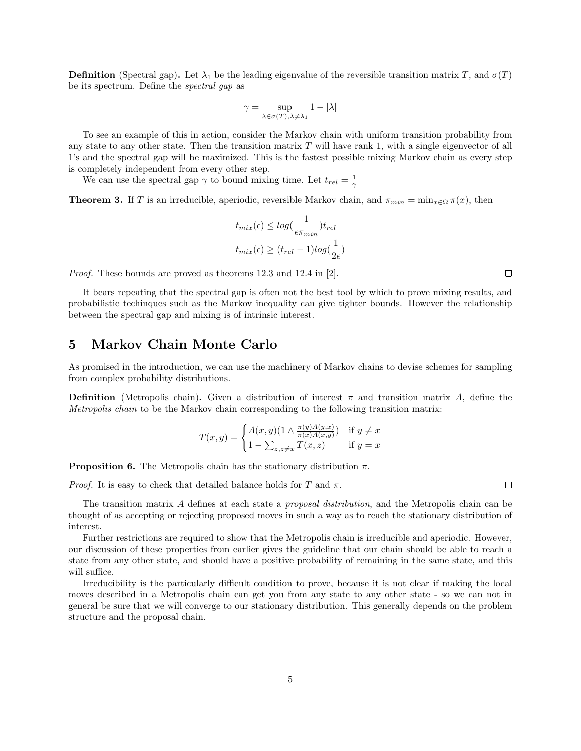**Definition** (Spectral gap)**.** Let $\lambda_1$ be the leading eigenvalue of the reversible transition matrix $T$, and $\sigma(T)$ be its spectrum. Define the *spectral gap* as

$$\gamma = \sup_{\lambda \in \sigma(T), \lambda \neq \lambda_1} 1 - |\lambda|$$

To see an example of this in action, consider the Markov chain with uniform transition probability from any state to any other state. Then the transition matrix $T$ will have rank 1, with a single eigenvector of all 1's and the spectral gap will be maximized. This is the fastest possible mixing Markov chain as every step is completely independent from every other step.

We can use the spectral gap $\gamma$ to bound mixing time. Let $t_{rel} = \frac{1}{\gamma}$

**Theorem 3.** If $T$ is an irreducible, aperiodic, reversible Markov chain, and $\pi_{min} = \min_{x \in \Omega} \pi(x)$, then

$$t_{mix}(\epsilon) \leq log(\frac{1}{\epsilon \pi_{min}}) t_{rel}$$

$$t_{mix}(\epsilon) \geq (t_{rel} - 1) log(\frac{1}{2\epsilon})$$

*Proof.* These bounds are proved as theorems 12.3 and 12.4 in [2]. □

It bears repeating that the spectral gap is often not the best tool by which to prove mixing results, and probabilistic techinques such as the Markov inequality can give tighter bounds. However the relationship between the spectral gap and mixing is of intrinsic interest.

# 5 Markov Chain Monte Carlo

As promised in the introduction, we can use the machinery of Markov chains to devise schemes for sampling from complex probability distributions.

**Definition** (Metropolis chain)**.** Given a distribution of interest $\pi$ and transition matrix $A$, define the *Metropolis chain* to be the Markov chain corresponding to the following transition matrix:

$$T(x,y) = \begin{cases} A(x,y)(1 \wedge \frac{\pi(y)A(y,x)}{\pi(x)A(x,y)}) & \text{if } y \neq x \\ 1 - \sum_{z, z \neq x} T(x,z) & \text{if } y = x \end{cases}$$

**Proposition 6.** The Metropolis chain has the stationary distribution $\pi$.

*Proof.* It is easy to check that detailed balance holds for $T$ and $\pi$. □

The transition matrix $A$ defines at each state a *proposal distribution*, and the Metropolis chain can be thought of as accepting or rejecting proposed moves in such a way as to reach the stationary distribution of interest.

Further restrictions are required to show that the Metropolis chain is irreducible and aperiodic. However, our discussion of these properties from earlier gives the guideline that our chain should be able to reach a state from any other state, and should have a positive probability of remaining in the same state, and this will suffice.

Irreducibility is the particularly difficult condition to prove, because it is not clear if making the local moves described in a Metropolis chain can get you from any state to any other state - so we can not in general be sure that we will converge to our stationary distribution. This generally depends on the problem structure and the proposal chain.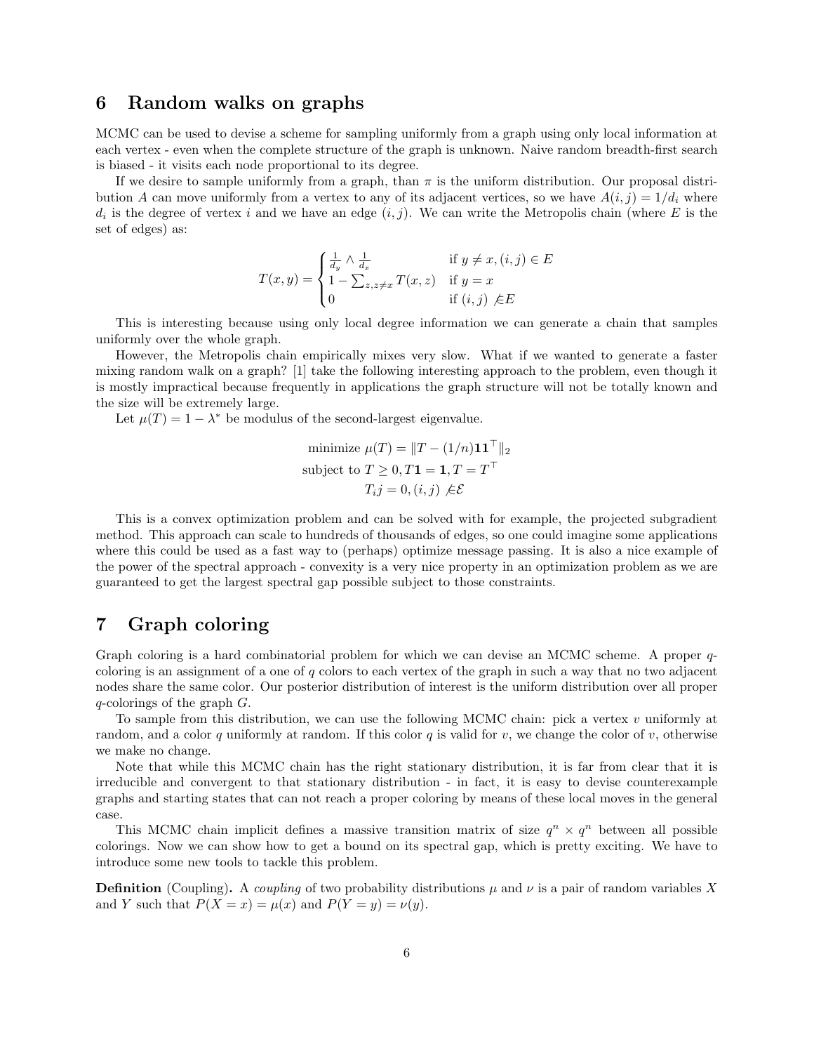## 6 Random walks on graphs

MCMC can be used to devise a scheme for sampling uniformly from a graph using only local information at each vertex - even when the complete structure of the graph is unknown. Naive random breadth-first search is biased - it visits each node proportional to its degree.

If we desire to sample uniformly from a graph, than $\pi$ is the uniform distribution. Our proposal distribution $A$ can move uniformly from a vertex to any of its adjacent vertices, so we have $A(i, j) = 1/d_i$ where $d_i$ is the degree of vertex $i$ and we have an edge $(i, j)$. We can write the Metropolis chain (where $E$ is the set of edges) as:

$$T(x, y) = \begin{cases} \frac{1}{d_y} \wedge \frac{1}{d_x} & \text{if } y \neq x, (i, j) \in E \\ 1 - \sum_{z, z \neq x} T(x, z) & \text{if } y = x \\ 0 & \text{if } (i, j) \not\in E \end{cases}$$

This is interesting because using only local degree information we can generate a chain that samples uniformly over the whole graph.

However, the Metropolis chain empirically mixes very slow. What if we wanted to generate a faster mixing random walk on a graph? [1] take the following interesting approach to the problem, even though it is mostly impractical because frequently in applications the graph structure will not be totally known and the size will be extremely large.

Let $\mu(T) = 1 - \lambda^*$ be modulus of the second-largest eigenvalue.

$$\begin{gathered} \text{minimize } \mu(T) = \|T - (1/n)\mathbf{1}\mathbf{1}^\top\|_2 \\ \text{subject to } T \geq 0, T\mathbf{1} = \mathbf{1}, T = T^\top \\ T_i j = 0, (i, j) \not\in \mathcal{E} \end{gathered}$$

This is a convex optimization problem and can be solved with for example, the projected subgradient method. This approach can scale to hundreds of thousands of edges, so one could imagine some applications where this could be used as a fast way to (perhaps) optimize message passing. It is also a nice example of the power of the spectral approach - convexity is a very nice property in an optimization problem as we are guaranteed to get the largest spectral gap possible subject to those constraints.

## 7 Graph coloring

Graph coloring is a hard combinatorial problem for which we can devise an MCMC scheme. A proper $q$-coloring is an assignment of a one of $q$ colors to each vertex of the graph in such a way that no two adjacent nodes share the same color. Our posterior distribution of interest is the uniform distribution over all proper $q$-colorings of the graph $G$.

To sample from this distribution, we can use the following MCMC chain: pick a vertex $v$ uniformly at random, and a color $q$ uniformly at random. If this color $q$ is valid for $v$, we change the color of $v$, otherwise we make no change.

Note that while this MCMC chain has the right stationary distribution, it is far from clear that it is irreducible and convergent to that stationary distribution - in fact, it is easy to devise counterexample graphs and starting states that can not reach a proper coloring by means of these local moves in the general case.

This MCMC chain implicit defines a massive transition matrix of size $q^n \times q^n$ between all possible colorings. Now we can show how to get a bound on its spectral gap, which is pretty exciting. We have to introduce some new tools to tackle this problem.

**Definition** (Coupling)**.** A *coupling* of two probability distributions $\mu$ and $\nu$ is a pair of random variables $X$ and $Y$ such that $P(X = x) = \mu(x)$ and $P(Y = y) = \nu(y)$.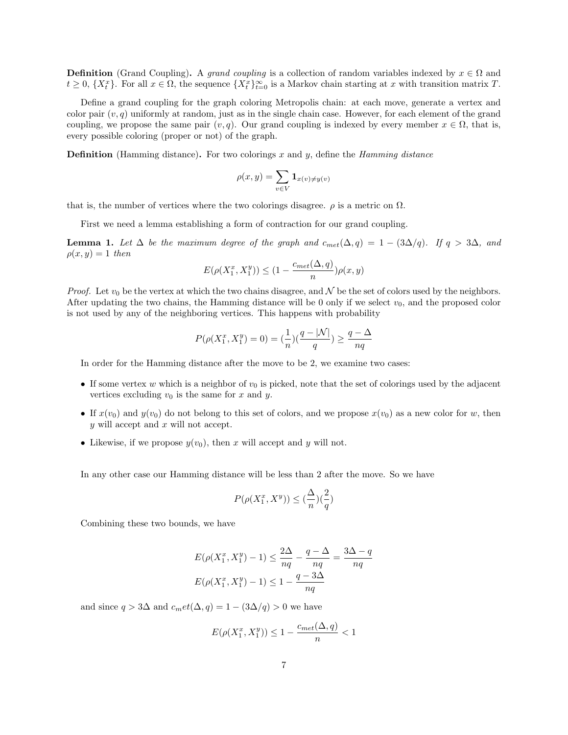**Definition** (Grand Coupling)**.** A *grand coupling* is a collection of random variables indexed by $x \in \Omega$ and $t \geq 0$, $\{X_t^x\}$. For all $x \in \Omega$, the sequence $\{X_t^x\}_{t=0}^{\infty}$ is a Markov chain starting at $x$ with transition matrix $T$.

Define a grand coupling for the graph coloring Metropolis chain: at each move, generate a vertex and color pair $(v, q)$ uniformly at random, just as in the single chain case. However, for each element of the grand coupling, we propose the same pair $(v, q)$. Our grand coupling is indexed by every member $x \in \Omega$, that is, every possible coloring (proper or not) of the graph.

**Definition** (Hamming distance)**.** For two colorings $x$ and $y$, define the *Hamming distance*

$$\rho(x, y) = \sum_{v \in V} \mathbf{1}_{x(v) \neq y(v)}$$

that is, the number of vertices where the two colorings disagree. $\rho$ is a metric on $\Omega$.

First we need a lemma establishing a form of contraction for our grand coupling.

**Lemma 1.** *Let $\Delta$ be the maximum degree of the graph and $c_{met}(\Delta, q) = 1 - (3\Delta/q)$. If $q > 3\Delta$, and $\rho(x, y) = 1$ then*

$$E(\rho(X_1^x, X_1^y)) \leq (1 - \frac{c_{met}(\Delta, q)}{n})\rho(x, y)$$

*Proof.* Let $v_0$ be the vertex at which the two chains disagree, and $\mathcal{N}$ be the set of colors used by the neighbors. After updating the two chains, the Hamming distance will be 0 only if we select $v_0$, and the proposed color is not used by any of the neighboring vertices. This happens with probability

$$P(\rho(X_1^x, X_1^y) = 0) = (\frac{1}{n})(\frac{q - |\mathcal{N}|}{q}) \geq \frac{q - \Delta}{nq}$$

In order for the Hamming distance after the move to be 2, we examine two cases:

- If some vertex $w$ which is a neighbor of $v_0$ is picked, note that the set of colorings used by the adjacent vertices excluding $v_0$ is the same for $x$ and $y$.
- If $x(v_0)$ and $y(v_0)$ do not belong to this set of colors, and we propose $x(v_0)$ as a new color for $w$, then $y$ will accept and $x$ will not accept.
- Likewise, if we propose $y(v_0)$, then $x$ will accept and $y$ will not.

In any other case our Hamming distance will be less than 2 after the move. So we have

$$P(\rho(X_1^x, X^y)) \leq (\frac{\Delta}{n})(\frac{2}{q})$$

Combining these two bounds, we have

$$E(\rho(X_1^x, X_1^y) - 1) \leq \frac{2\Delta}{nq} - \frac{q - \Delta}{nq} = \frac{3\Delta - q}{nq}$$

$$E(\rho(X_1^x, X_1^y) - 1) \leq 1 - \frac{q - 3\Delta}{nq}$$

and since $q > 3\Delta$ and $c_met(\Delta, q) = 1 - (3\Delta/q) > 0$ we have

$$E(\rho(X_1^x, X_1^y)) \leq 1 - \frac{c_{met}(\Delta, q)}{n} < 1$$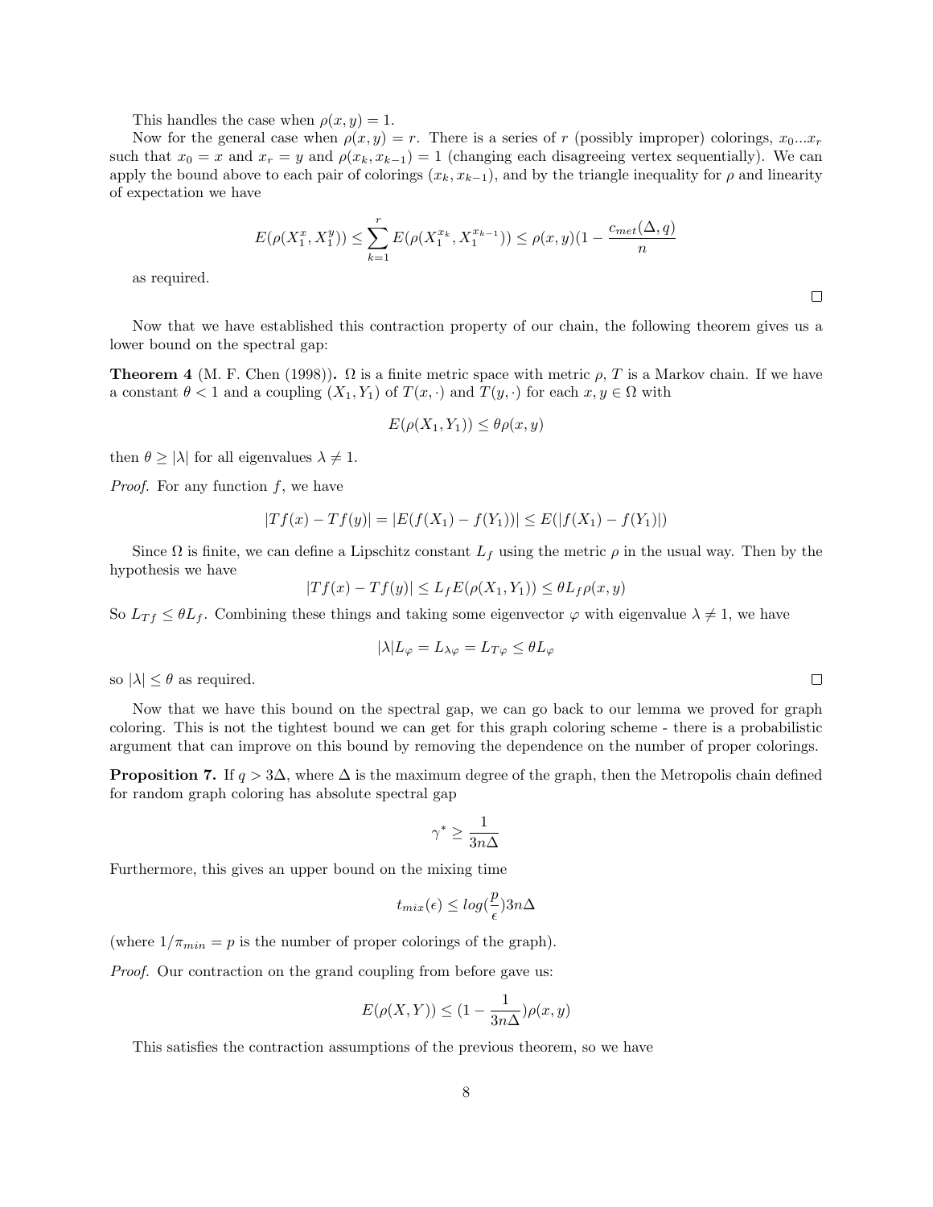This handles the case when $\rho(x, y) = 1$.

Now for the general case when $\rho(x, y) = r$. There is a series of $r$ (possibly improper) colorings, $x_0 ... x_r$ such that $x_0 = x$ and $x_r = y$ and $\rho(x_k, x_{k-1}) = 1$ (changing each disagreeing vertex sequentially). We can apply the bound above to each pair of colorings $(x_k, x_{k-1})$, and by the triangle inequality for $\rho$ and linearity of expectation we have

$$E(\rho(X_1^x, X_1^y)) \leq \sum_{k=1}^{r} E(\rho(X_1^{x_k}, X_1^{x_{k-1}})) \leq \rho(x, y)(1 - \frac{c_{met}(\Delta, q)}{n}$$

as required.

∎

Now that we have established this contraction property of our chain, the following theorem gives us a lower bound on the spectral gap:

**Theorem 4** (M. F. Chen (1998))**.** $\Omega$ is a finite metric space with metric $\rho$, $T$ is a Markov chain. If we have a constant $\theta < 1$ and a coupling $(X_1, Y_1)$ of $T(x, \cdot)$ and $T(y, \cdot)$ for each $x, y \in \Omega$ with

$$E(\rho(X_1, Y_1)) \leq \theta \rho(x, y)$$

then $\theta \geq |\lambda|$ for all eigenvalues $\lambda \neq 1$.

*Proof.* For any function $f$, we have

$$|Tf(x) - Tf(y)| = |E(f(X_1) - f(Y_1))| \leq E(|f(X_1) - f(Y_1)|)$$

Since $\Omega$ is finite, we can define a Lipschitz constant $L_f$ using the metric $\rho$ in the usual way. Then by the hypothesis we have

$$|Tf(x) - Tf(y)| \leq L_f E(\rho(X_1, Y_1)) \leq \theta L_f \rho(x, y)$$

So $L_{Tf} \leq \theta L_f$. Combining these things and taking some eigenvector $\varphi$ with eigenvalue $\lambda \neq 1$, we have

$$|\lambda| L_\varphi = L_{\lambda\varphi} = L_{T\varphi} \leq \theta L_\varphi$$

so $|\lambda| \leq \theta$ as required. ∎

Now that we have this bound on the spectral gap, we can go back to our lemma we proved for graph coloring. This is not the tightest bound we can get for this graph coloring scheme - there is a probabilistic argument that can improve on this bound by removing the dependence on the number of proper colorings.

**Proposition 7.** If $q > 3\Delta$, where $\Delta$ is the maximum degree of the graph, then the Metropolis chain defined for random graph coloring has absolute spectral gap

$$\gamma^* \geq \frac{1}{3n\Delta}$$

Furthermore, this gives an upper bound on the mixing time

$$t_{mix}(\epsilon) \leq log(\frac{p}{\epsilon}) 3n\Delta$$

(where $1/\pi_{min} = p$ is the number of proper colorings of the graph).

*Proof.* Our contraction on the grand coupling from before gave us:

$$E(\rho(X, Y)) \leq (1 - \frac{1}{3n\Delta})\rho(x, y)$$

This satisfies the contraction assumptions of the previous theorem, so we have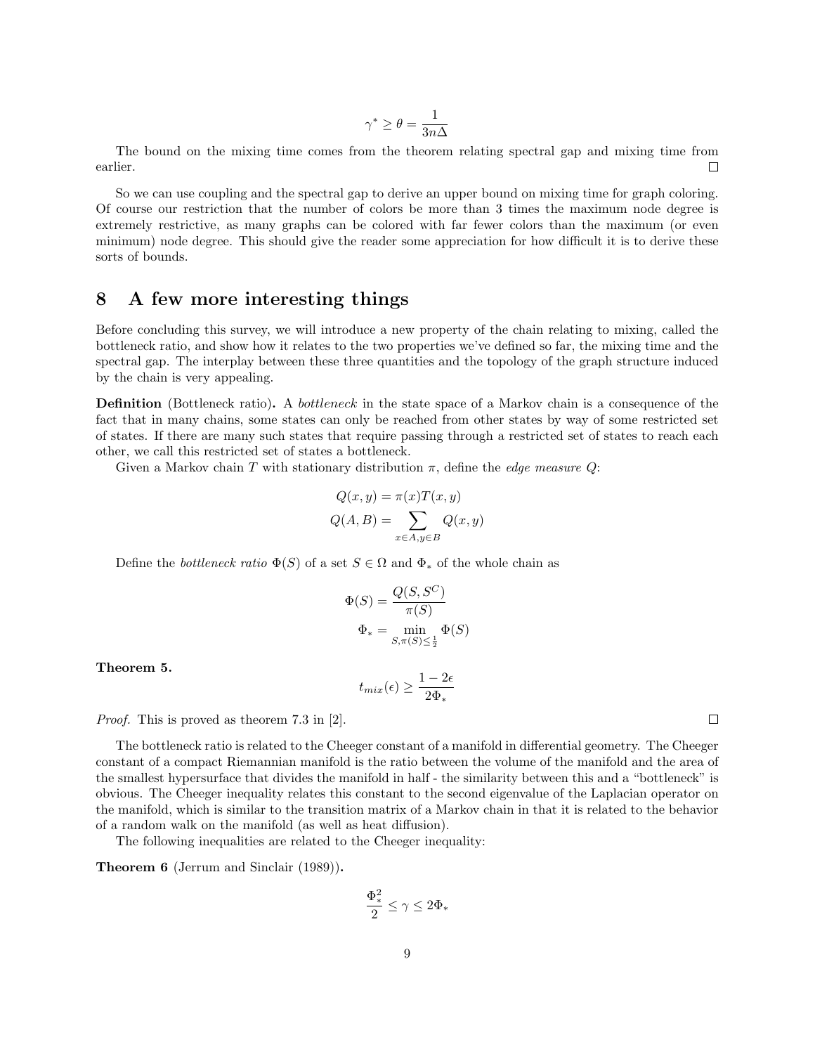$$\gamma^* \geq \theta = \frac{1}{3n\Delta}$$

The bound on the mixing time comes from the theorem relating spectral gap and mixing time from earlier. □

So we can use coupling and the spectral gap to derive an upper bound on mixing time for graph coloring. Of course our restriction that the number of colors be more than 3 times the maximum node degree is extremely restrictive, as many graphs can be colored with far fewer colors than the maximum (or even minimum) node degree. This should give the reader some appreciation for how difficult it is to derive these sorts of bounds.

## 8 A few more interesting things

Before concluding this survey, we will introduce a new property of the chain relating to mixing, called the bottleneck ratio, and show how it relates to the two properties we've defined so far, the mixing time and the spectral gap. The interplay between these three quantities and the topology of the graph structure induced by the chain is very appealing.

**Definition** (Bottleneck ratio)**.** A *bottleneck* in the state space of a Markov chain is a consequence of the fact that in many chains, some states can only be reached from other states by way of some restricted set of states. If there are many such states that require passing through a restricted set of states to reach each other, we call this restricted set of states a bottleneck.

Given a Markov chain $T$ with stationary distribution $\pi$, define the *edge measure* $Q$:

$$Q(x,y) = \pi(x)T(x,y)$$
$$Q(A,B) = \sum_{x \in A, y \in B} Q(x,y)$$

Define the *bottleneck ratio* $\Phi(S)$ of a set $S \in \Omega$ and $\Phi_*$ of the whole chain as

$$\Phi(S) = \frac{Q(S, S^C)}{\pi(S)}$$
$$\Phi_* = \min_{S, \pi(S) \leq \frac{1}{2}} \Phi(S)$$

**Theorem 5.**

$$t_{mix}(\epsilon) \geq \frac{1 - 2\epsilon}{2\Phi_*}$$

*Proof.* This is proved as theorem 7.3 in [2]. □

The bottleneck ratio is related to the Cheeger constant of a manifold in differential geometry. The Cheeger constant of a compact Riemannian manifold is the ratio between the volume of the manifold and the area of the smallest hypersurface that divides the manifold in half - the similarity between this and a "bottleneck" is obvious. The Cheeger inequality relates this constant to the second eigenvalue of the Laplacian operator on the manifold, which is similar to the transition matrix of a Markov chain in that it is related to the behavior of a random walk on the manifold (as well as heat diffusion).

The following inequalities are related to the Cheeger inequality:

**Theorem 6** (Jerrum and Sinclair (1989))**.**

$$\frac{\Phi_*^2}{2} \leq \gamma \leq 2\Phi_*$$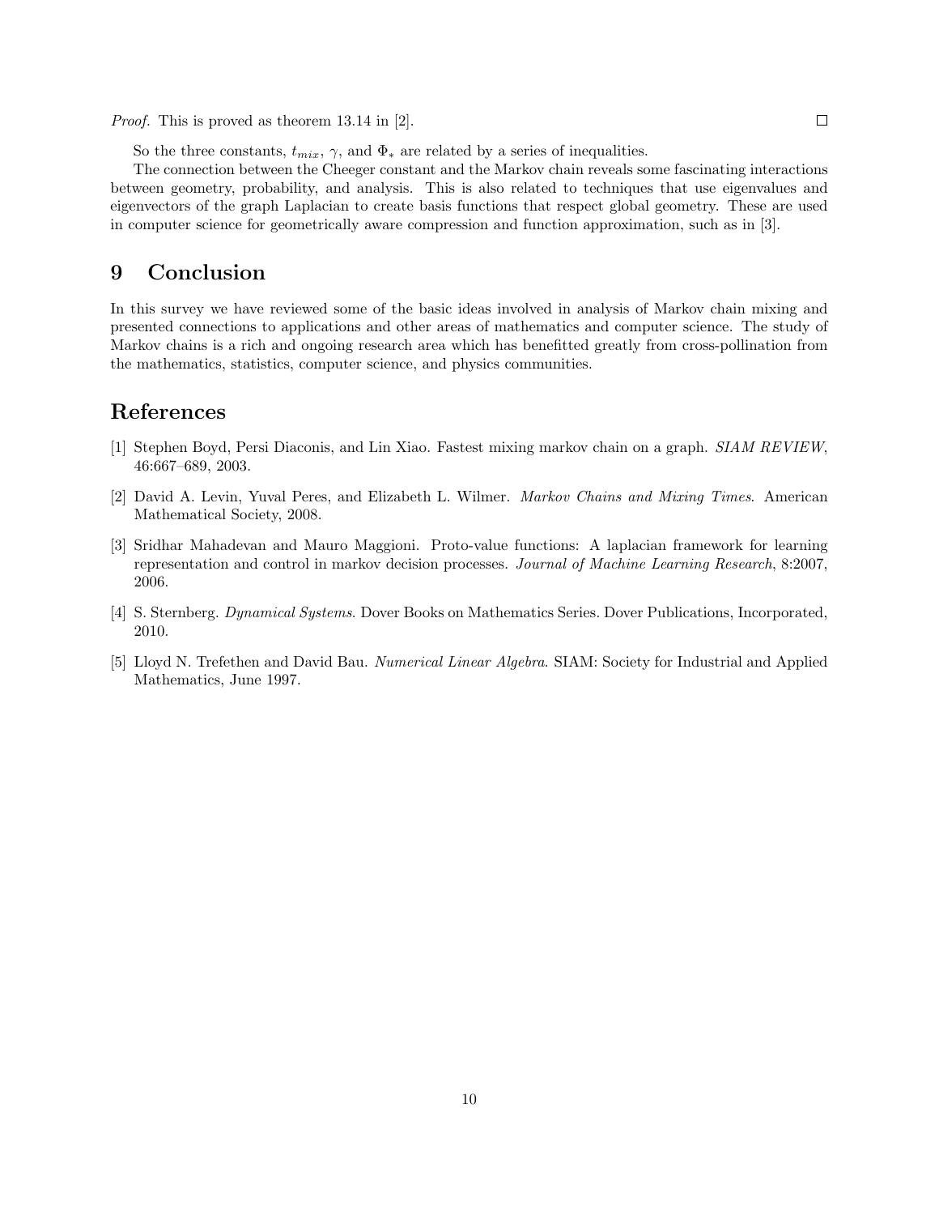*Proof.* This is proved as theorem 13.14 in [2]. □

So the three constants, $t_{mix}$, $\gamma$, and $\Phi_*$ are related by a series of inequalities.

The connection between the Cheeger constant and the Markov chain reveals some fascinating interactions between geometry, probability, and analysis. This is also related to techniques that use eigenvalues and eigenvectors of the graph Laplacian to create basis functions that respect global geometry. These are used in computer science for geometrically aware compression and function approximation, such as in [3].

# 9 Conclusion

In this survey we have reviewed some of the basic ideas involved in analysis of Markov chain mixing and presented connections to applications and other areas of mathematics and computer science. The study of Markov chains is a rich and ongoing research area which has benefitted greatly from cross-pollination from the mathematics, statistics, computer science, and physics communities.

# References

[1] Stephen Boyd, Persi Diaconis, and Lin Xiao. Fastest mixing markov chain on a graph. *SIAM REVIEW*, 46:667–689, 2003.

[2] David A. Levin, Yuval Peres, and Elizabeth L. Wilmer. *Markov Chains and Mixing Times*. American Mathematical Society, 2008.

[3] Sridhar Mahadevan and Mauro Maggioni. Proto-value functions: A laplacian framework for learning representation and control in markov decision processes. *Journal of Machine Learning Research*, 8:2007, 2006.

[4] S. Sternberg. *Dynamical Systems*. Dover Books on Mathematics Series. Dover Publications, Incorporated, 2010.

[5] Lloyd N. Trefethen and David Bau. *Numerical Linear Algebra*. SIAM: Society for Industrial and Applied Mathematics, June 1997.